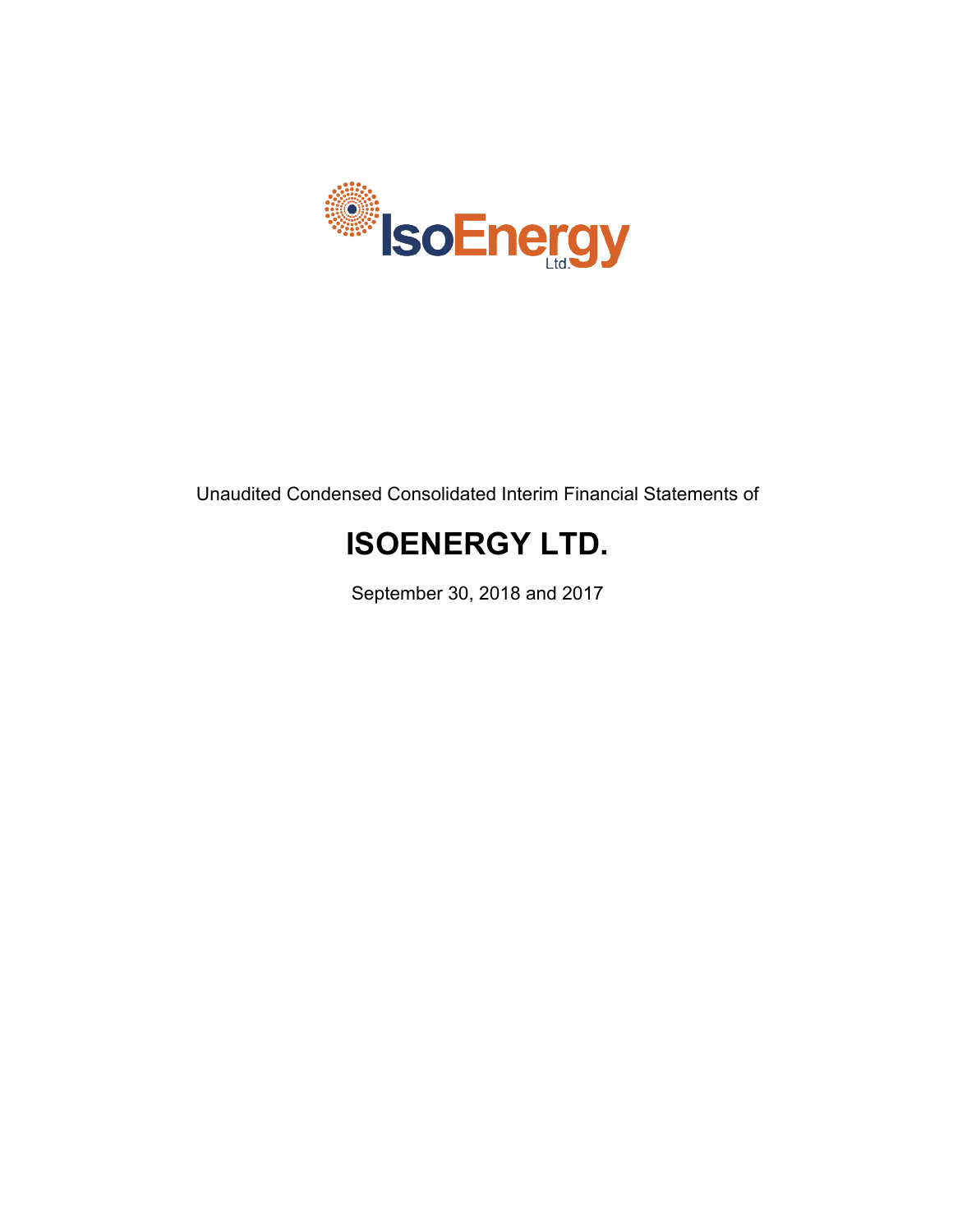IsoEnergy Ltd.

Unaudited Condensed Consolidated Interim Financial Statements of

# ISOENERGY LTD.

September 30, 2018 and 2017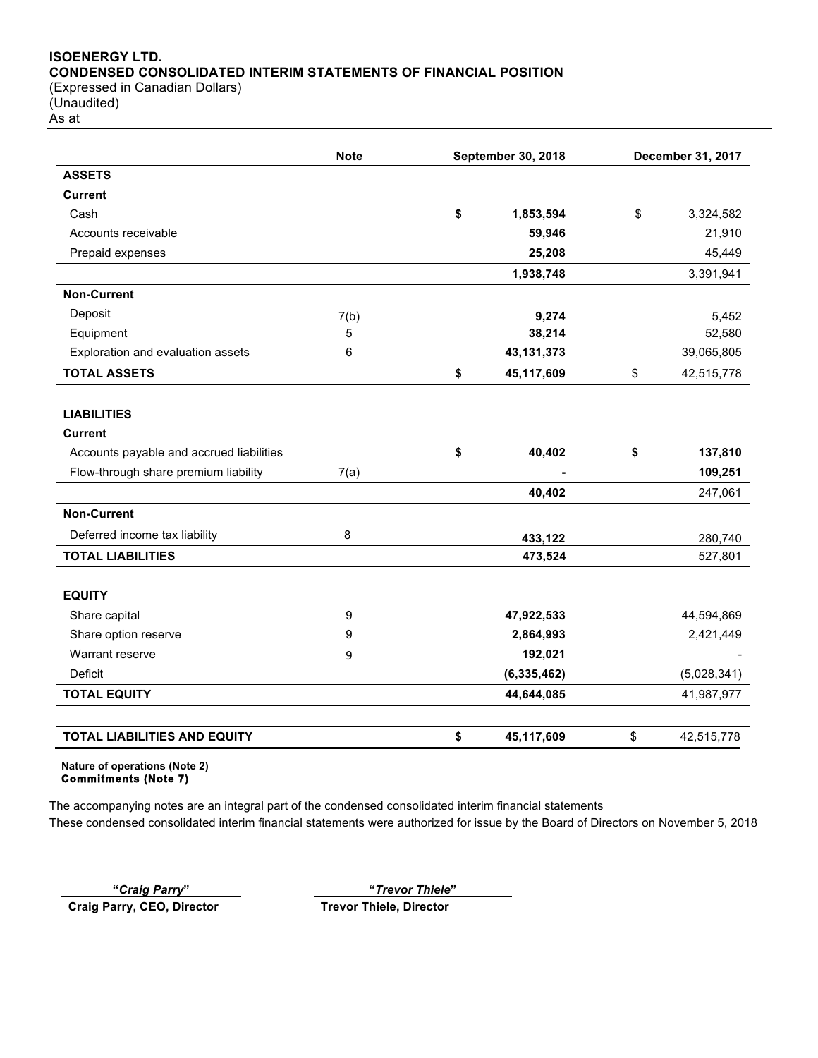**ISOENERGY LTD.**
**CONDENSED CONSOLIDATED INTERIM STATEMENTS OF FINANCIAL POSITION**
(Expressed in Canadian Dollars)
(Unaudited)
As at

| | Note | September 30, 2018 | December 31, 2017 |
|---|---|---|---|
| **ASSETS** | | | |
| **Current** | | | |
| Cash | | **$ 1,853,594** | $ 3,324,582 |
| Accounts receivable | | **59,946** | 21,910 |
| Prepaid expenses | | **25,208** | 45,449 |
| | | **1,938,748** | 3,391,941 |
| **Non-Current** | | | |
| Deposit | 7(b) | **9,274** | 5,452 |
| Equipment | 5 | **38,214** | 52,580 |
| Exploration and evaluation assets | 6 | **43,131,373** | 39,065,805 |
| **TOTAL ASSETS** | | **$ 45,117,609** | $ 42,515,778 |
| | | | |
| **LIABILITIES** | | | |
| **Current** | | | |
| Accounts payable and accrued liabilities | | **$ 40,402** | **$ 137,810** |
| Flow-through share premium liability | 7(a) | **-** | **109,251** |
| | | **40,402** | 247,061 |
| **Non-Current** | | | |
| Deferred income tax liability | 8 | **433,122** | 280,740 |
| **TOTAL LIABILITIES** | | **473,524** | 527,801 |
| | | | |
| **EQUITY** | | | |
| Share capital | 9 | **47,922,533** | 44,594,869 |
| Share option reserve | 9 | **2,864,993** | 2,421,449 |
| Warrant reserve | 9 | **192,021** | - |
| Deficit | | **(6,335,462)** | (5,028,341) |
| **TOTAL EQUITY** | | **44,644,085** | 41,987,977 |
| | | | |
| **TOTAL LIABILITIES AND EQUITY** | | **$ 45,117,609** | $ 42,515,778 |

**Nature of operations (Note 2)**
**Commitments (Note 7)**

The accompanying notes are an integral part of the condensed consolidated interim financial statements
These condensed consolidated interim financial statements were authorized for issue by the Board of Directors on November 5, 2018

**"*Craig Parry*"**
**Craig Parry, CEO, Director**

**"*Trevor Thiele*"**
**Trevor Thiele, Director**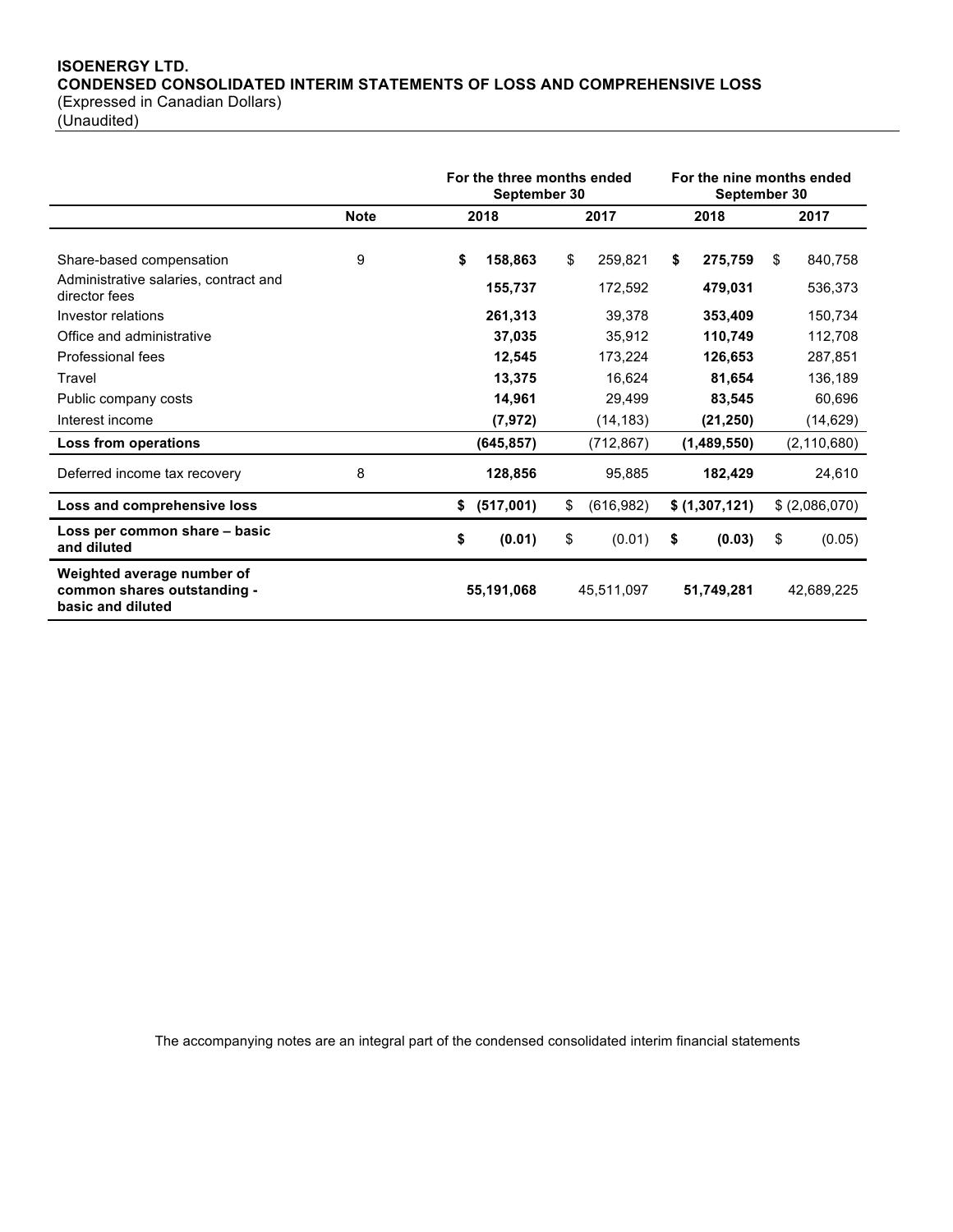**ISOENERGY LTD.**
**CONDENSED CONSOLIDATED INTERIM STATEMENTS OF LOSS AND COMPREHENSIVE LOSS**
(Expressed in Canadian Dollars)
(Unaudited)

| | | For the three months ended September 30 | | For the nine months ended September 30 | |
|---|---|---|---|---|---|
| | Note | 2018 | 2017 | 2018 | 2017 |
| Share-based compensation | 9 | **$ 158,863** | $ 259,821 | **$ 275,759** | $ 840,758 |
| Administrative salaries, contract and director fees | | **155,737** | 172,592 | **479,031** | 536,373 |
| Investor relations | | **261,313** | 39,378 | **353,409** | 150,734 |
| Office and administrative | | **37,035** | 35,912 | **110,749** | 112,708 |
| Professional fees | | **12,545** | 173,224 | **126,653** | 287,851 |
| Travel | | **13,375** | 16,624 | **81,654** | 136,189 |
| Public company costs | | **14,961** | 29,499 | **83,545** | 60,696 |
| Interest income | | **(7,972)** | (14,183) | **(21,250)** | (14,629) |
| **Loss from operations** | | **(645,857)** | (712,867) | **(1,489,550)** | (2,110,680) |
| Deferred income tax recovery | 8 | **128,856** | 95,885 | **182,429** | 24,610 |
| **Loss and comprehensive loss** | | **$ (517,001)** | $ (616,982) | **$ (1,307,121)** | $ (2,086,070) |
| **Loss per common share – basic and diluted** | | **$ (0.01)** | $ (0.01) | **$ (0.03)** | $ (0.05) |
| **Weighted average number of common shares outstanding - basic and diluted** | | **55,191,068** | 45,511,097 | **51,749,281** | 42,689,225 |

The accompanying notes are an integral part of the condensed consolidated interim financial statements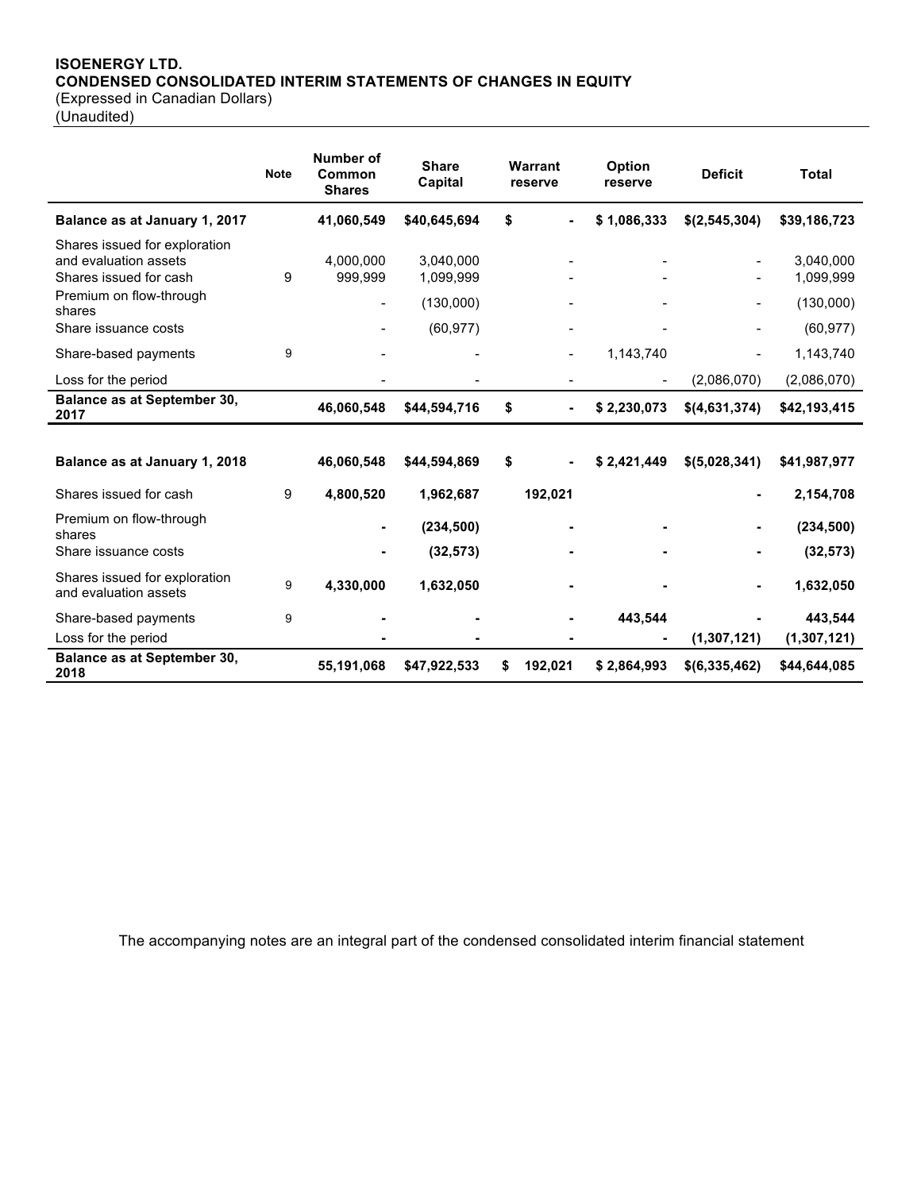**ISOENERGY LTD.**
**CONDENSED CONSOLIDATED INTERIM STATEMENTS OF CHANGES IN EQUITY**
(Expressed in Canadian Dollars)
(Unaudited)

| | Note | Number of Common Shares | Share Capital | Warrant reserve | Option reserve | Deficit | Total |
|---|---|---|---|---|---|---|---|
| **Balance as at January 1, 2017** | | **41,060,549** | **$40,645,694** | **$ -** | **$ 1,086,333** | **$(2,545,304)** | **$39,186,723** |
| Shares issued for exploration and evaluation assets | | 4,000,000 | 3,040,000 | - | - | - | 3,040,000 |
| Shares issued for cash | 9 | 999,999 | 1,099,999 | - | - | - | 1,099,999 |
| Premium on flow-through shares | | - | (130,000) | - | - | - | (130,000) |
| Share issuance costs | | - | (60,977) | - | - | - | (60,977) |
| Share-based payments | 9 | - | - | - | 1,143,740 | - | 1,143,740 |
| Loss for the period | | - | - | - | - | (2,086,070) | (2,086,070) |
| **Balance as at September 30, 2017** | | **46,060,548** | **$44,594,716** | **$ -** | **$ 2,230,073** | **$(4,631,374)** | **$42,193,415** |
| | | | | | | | |
| **Balance as at January 1, 2018** | | **46,060,548** | **$44,594,869** | **$ -** | **$ 2,421,449** | **$(5,028,341)** | **$41,987,977** |
| Shares issued for cash | 9 | **4,800,520** | **1,962,687** | **192,021** | | **-** | **2,154,708** |
| Premium on flow-through shares | | **-** | **(234,500)** | **-** | **-** | **-** | **(234,500)** |
| Share issuance costs | | **-** | **(32,573)** | **-** | **-** | **-** | **(32,573)** |
| Shares issued for exploration and evaluation assets | 9 | **4,330,000** | **1,632,050** | **-** | **-** | **-** | **1,632,050** |
| Share-based payments | 9 | **-** | **-** | **-** | **443,544** | **-** | **443,544** |
| Loss for the period | | **-** | **-** | **-** | **-** | **(1,307,121)** | **(1,307,121)** |
| **Balance as at September 30, 2018** | | **55,191,068** | **$47,922,533** | **$ 192,021** | **$ 2,864,993** | **$(6,335,462)** | **$44,644,085** |

The accompanying notes are an integral part of the condensed consolidated interim financial statement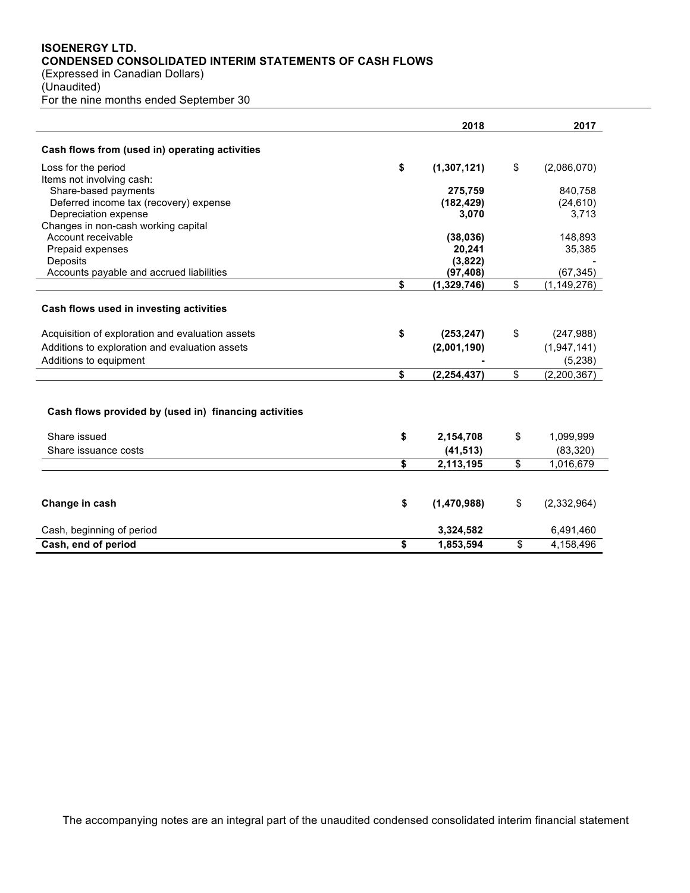**ISOENERGY LTD.**
**CONDENSED CONSOLIDATED INTERIM STATEMENTS OF CASH FLOWS**
(Expressed in Canadian Dollars)
(Unaudited)
For the nine months ended September 30

| | 2018 | 2017 |
|---|---|---|
| **Cash flows from (used in) operating activities** | | |
| Loss for the period | **$ (1,307,121)** | $ (2,086,070) |
| Items not involving cash: | | |
| Share-based payments | **275,759** | 840,758 |
| Deferred income tax (recovery) expense | **(182,429)** | (24,610) |
| Depreciation expense | **3,070** | 3,713 |
| Changes in non-cash working capital | | |
| Account receivable | **(38,036)** | 148,893 |
| Prepaid expenses | **20,241** | 35,385 |
| Deposits | **(3,822)** | - |
| Accounts payable and accrued liabilities | **(97,408)** | (67,345) |
| | **$ (1,329,746)** | $ (1,149,276) |
| **Cash flows used in investing activities** | | |
| Acquisition of exploration and evaluation assets | **$ (253,247)** | $ (247,988) |
| Additions to exploration and evaluation assets | **(2,001,190)** | (1,947,141) |
| Additions to equipment | **-** | (5,238) |
| | **$ (2,254,437)** | $ (2,200,367) |
| **Cash flows provided by (used in) financing activities** | | |
| Share issued | **$ 2,154,708** | $ 1,099,999 |
| Share issuance costs | **(41,513)** | (83,320) |
| | **$ 2,113,195** | $ 1,016,679 |
| **Change in cash** | **$ (1,470,988)** | $ (2,332,964) |
| Cash, beginning of period | **3,324,582** | 6,491,460 |
| **Cash, end of period** | **$ 1,853,594** | $ 4,158,496 |

The accompanying notes are an integral part of the unaudited condensed consolidated interim financial statement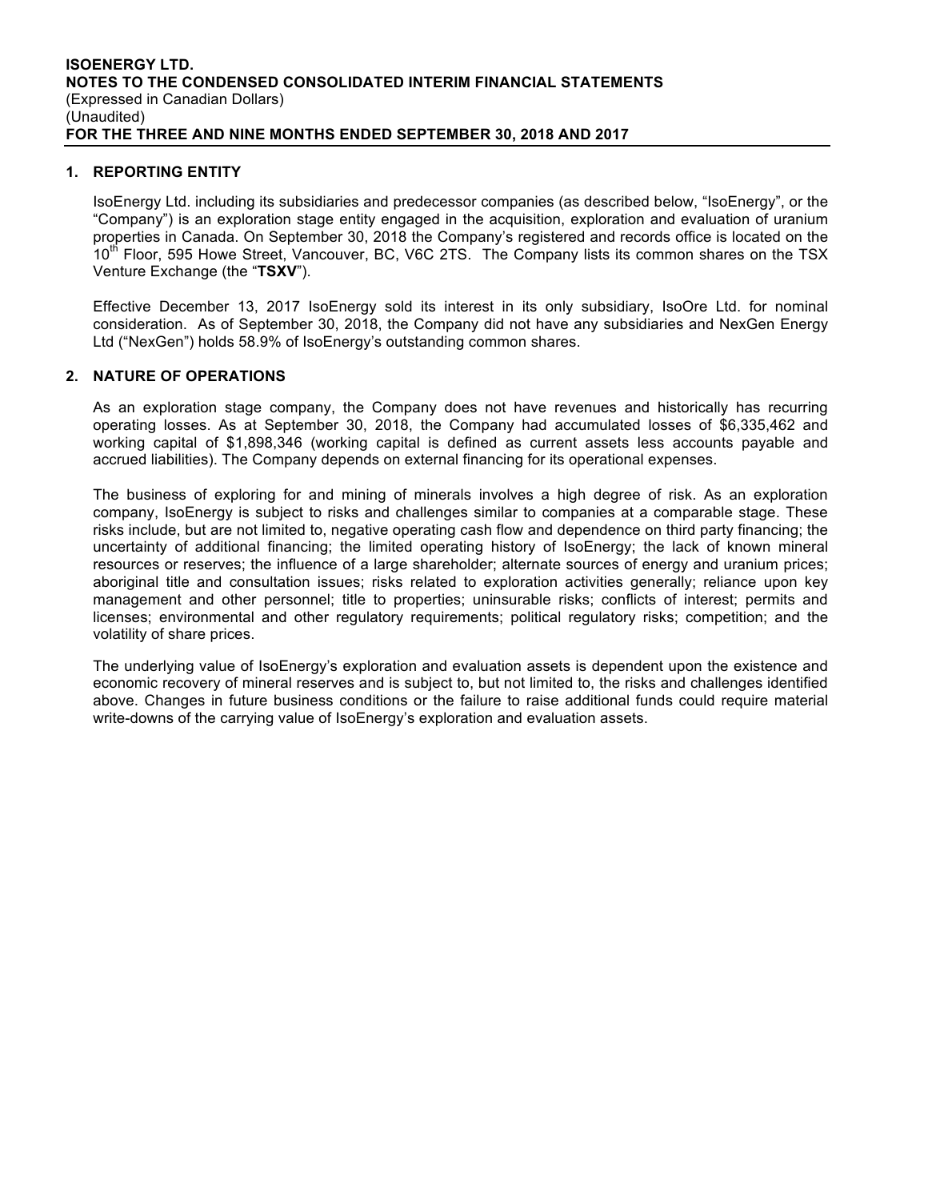**ISOENERGY LTD.**
**NOTES TO THE CONDENSED CONSOLIDATED INTERIM FINANCIAL STATEMENTS**
(Expressed in Canadian Dollars)
(Unaudited)
**FOR THE THREE AND NINE MONTHS ENDED SEPTEMBER 30, 2018 AND 2017**

## 1. REPORTING ENTITY

IsoEnergy Ltd. including its subsidiaries and predecessor companies (as described below, "IsoEnergy", or the "Company") is an exploration stage entity engaged in the acquisition, exploration and evaluation of uranium properties in Canada. On September 30, 2018 the Company's registered and records office is located on the 10th Floor, 595 Howe Street, Vancouver, BC, V6C 2TS. The Company lists its common shares on the TSX Venture Exchange (the "**TSXV**").

Effective December 13, 2017 IsoEnergy sold its interest in its only subsidiary, IsoOre Ltd. for nominal consideration. As of September 30, 2018, the Company did not have any subsidiaries and NexGen Energy Ltd ("NexGen") holds 58.9% of IsoEnergy's outstanding common shares.

## 2. NATURE OF OPERATIONS

As an exploration stage company, the Company does not have revenues and historically has recurring operating losses. As at September 30, 2018, the Company had accumulated losses of $6,335,462 and working capital of $1,898,346 (working capital is defined as current assets less accounts payable and accrued liabilities). The Company depends on external financing for its operational expenses.

The business of exploring for and mining of minerals involves a high degree of risk. As an exploration company, IsoEnergy is subject to risks and challenges similar to companies at a comparable stage. These risks include, but are not limited to, negative operating cash flow and dependence on third party financing; the uncertainty of additional financing; the limited operating history of IsoEnergy; the lack of known mineral resources or reserves; the influence of a large shareholder; alternate sources of energy and uranium prices; aboriginal title and consultation issues; risks related to exploration activities generally; reliance upon key management and other personnel; title to properties; uninsurable risks; conflicts of interest; permits and licenses; environmental and other regulatory requirements; political regulatory risks; competition; and the volatility of share prices.

The underlying value of IsoEnergy's exploration and evaluation assets is dependent upon the existence and economic recovery of mineral reserves and is subject to, but not limited to, the risks and challenges identified above. Changes in future business conditions or the failure to raise additional funds could require material write-downs of the carrying value of IsoEnergy's exploration and evaluation assets.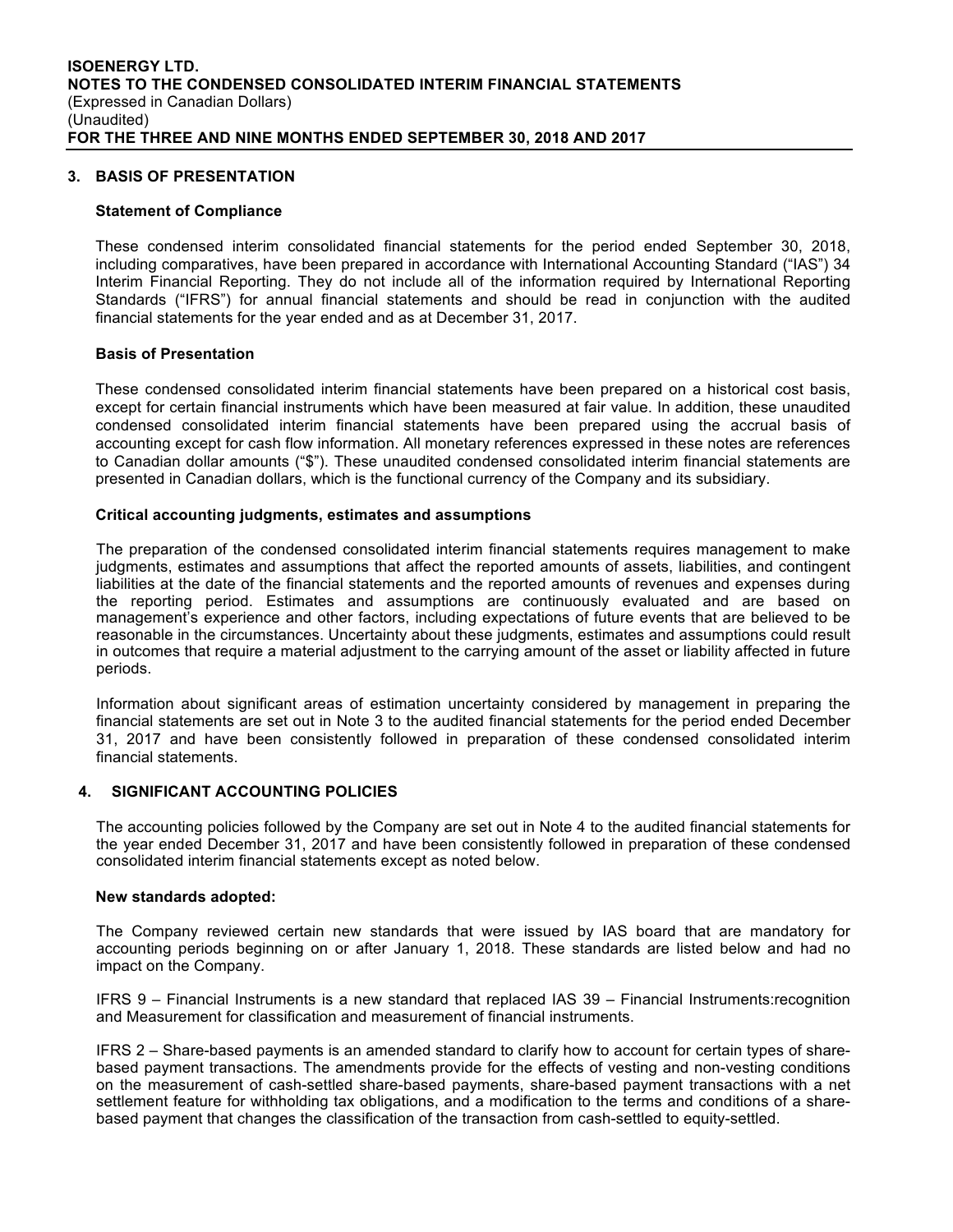## 3. BASIS OF PRESENTATION

### Statement of Compliance

These condensed interim consolidated financial statements for the period ended September 30, 2018, including comparatives, have been prepared in accordance with International Accounting Standard ("IAS") 34 Interim Financial Reporting. They do not include all of the information required by International Reporting Standards ("IFRS") for annual financial statements and should be read in conjunction with the audited financial statements for the year ended and as at December 31, 2017.

### Basis of Presentation

These condensed consolidated interim financial statements have been prepared on a historical cost basis, except for certain financial instruments which have been measured at fair value. In addition, these unaudited condensed consolidated interim financial statements have been prepared using the accrual basis of accounting except for cash flow information. All monetary references expressed in these notes are references to Canadian dollar amounts ("$"). These unaudited condensed consolidated interim financial statements are presented in Canadian dollars, which is the functional currency of the Company and its subsidiary.

### Critical accounting judgments, estimates and assumptions

The preparation of the condensed consolidated interim financial statements requires management to make judgments, estimates and assumptions that affect the reported amounts of assets, liabilities, and contingent liabilities at the date of the financial statements and the reported amounts of revenues and expenses during the reporting period. Estimates and assumptions are continuously evaluated and are based on management's experience and other factors, including expectations of future events that are believed to be reasonable in the circumstances. Uncertainty about these judgments, estimates and assumptions could result in outcomes that require a material adjustment to the carrying amount of the asset or liability affected in future periods.

Information about significant areas of estimation uncertainty considered by management in preparing the financial statements are set out in Note 3 to the audited financial statements for the period ended December 31, 2017 and have been consistently followed in preparation of these condensed consolidated interim financial statements.

## 4. SIGNIFICANT ACCOUNTING POLICIES

The accounting policies followed by the Company are set out in Note 4 to the audited financial statements for the year ended December 31, 2017 and have been consistently followed in preparation of these condensed consolidated interim financial statements except as noted below.

### New standards adopted:

The Company reviewed certain new standards that were issued by IAS board that are mandatory for accounting periods beginning on or after January 1, 2018. These standards are listed below and had no impact on the Company.

IFRS 9 – Financial Instruments is a new standard that replaced IAS 39 – Financial Instruments:recognition and Measurement for classification and measurement of financial instruments.

IFRS 2 – Share-based payments is an amended standard to clarify how to account for certain types of share-based payment transactions. The amendments provide for the effects of vesting and non-vesting conditions on the measurement of cash-settled share-based payments, share-based payment transactions with a net settlement feature for withholding tax obligations, and a modification to the terms and conditions of a share-based payment that changes the classification of the transaction from cash-settled to equity-settled.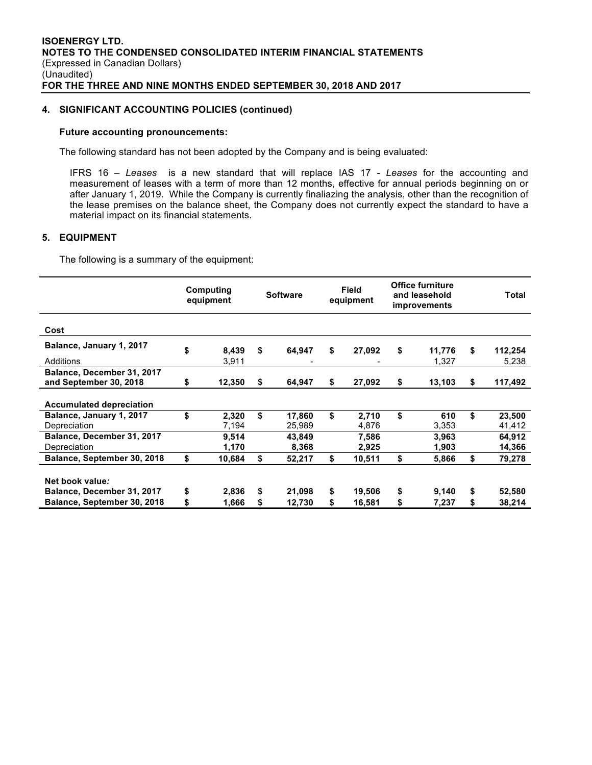## 4. SIGNIFICANT ACCOUNTING POLICIES (continued)

### Future accounting pronouncements:

The following standard has not been adopted by the Company and is being evaluated:

IFRS 16 – *Leases* is a new standard that will replace IAS 17 - *Leases* for the accounting and measurement of leases with a term of more than 12 months, effective for annual periods beginning on or after January 1, 2019. While the Company is currently finaliazing the analysis, other than the recognition of the lease premises on the balance sheet, the Company does not currently expect the standard to have a material impact on its financial statements.

## 5. EQUIPMENT

The following is a summary of the equipment:

| | Computing equipment | Software | Field equipment | Office furniture and leasehold improvements | Total |
|---|---|---|---|---|---|
| **Cost** | | | | | |
| **Balance, January 1, 2017** | **$ 8,439** | **$ 64,947** | **$ 27,092** | **$ 11,776** | **$ 112,254** |
| Additions | 3,911 | - | - | 1,327 | 5,238 |
| **Balance, December 31, 2017 and September 30, 2018** | **$ 12,350** | **$ 64,947** | **$ 27,092** | **$ 13,103** | **$ 117,492** |
| **Accumulated depreciation** | | | | | |
| **Balance, January 1, 2017** | **$ 2,320** | **$ 17,860** | **$ 2,710** | **$ 610** | **$ 23,500** |
| Depreciation | 7,194 | 25,989 | 4,876 | 3,353 | 41,412 |
| **Balance, December 31, 2017** | **9,514** | **43,849** | **7,586** | **3,963** | **64,912** |
| Depreciation | **1,170** | **8,368** | **2,925** | **1,903** | **14,366** |
| **Balance, September 30, 2018** | **$ 10,684** | **$ 52,217** | **$ 10,511** | **$ 5,866** | **$ 79,278** |
| **Net book value*:*** | | | | | |
| **Balance, December 31, 2017** | **$ 2,836** | **$ 21,098** | **$ 19,506** | **$ 9,140** | **$ 52,580** |
| **Balance, September 30, 2018** | **$ 1,666** | **$ 12,730** | **$ 16,581** | **$ 7,237** | **$ 38,214** |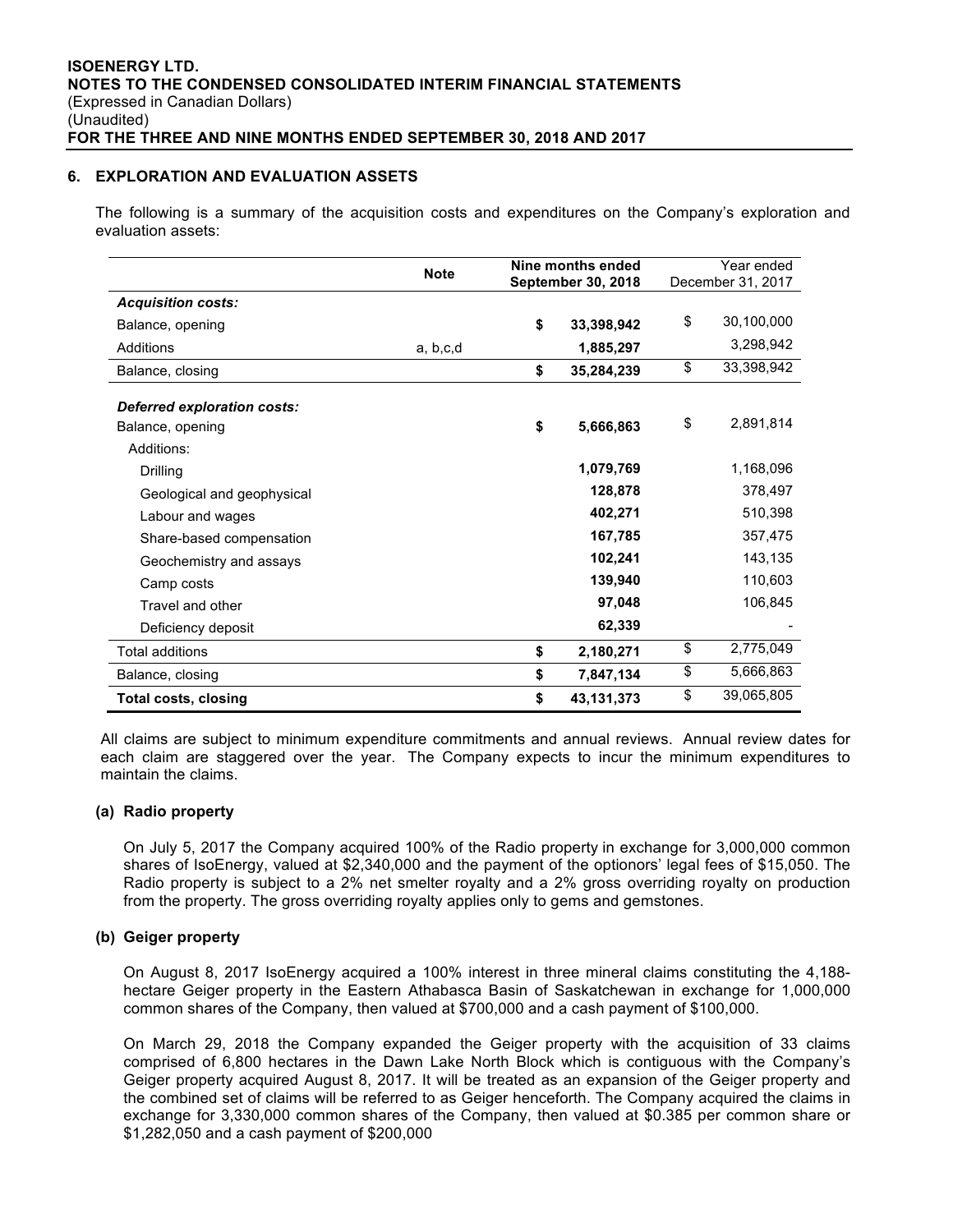## 6. EXPLORATION AND EVALUATION ASSETS

The following is a summary of the acquisition costs and expenditures on the Company's exploration and evaluation assets:

| | Note | Nine months ended September 30, 2018 | Year ended December 31, 2017 |
|---|---|---|---|
| ***Acquisition costs:*** | | | |
| Balance, opening | | **$ 33,398,942** | $ 30,100,000 |
| Additions | a, b,c,d | **1,885,297** | 3,298,942 |
| Balance, closing | | **$ 35,284,239** | $ 33,398,942 |
| | | | |
| ***Deferred exploration costs:*** | | | |
| Balance, opening | | **$ 5,666,863** | $ 2,891,814 |
| Additions: | | | |
| Drilling | | **1,079,769** | 1,168,096 |
| Geological and geophysical | | **128,878** | 378,497 |
| Labour and wages | | **402,271** | 510,398 |
| Share-based compensation | | **167,785** | 357,475 |
| Geochemistry and assays | | **102,241** | 143,135 |
| Camp costs | | **139,940** | 110,603 |
| Travel and other | | **97,048** | 106,845 |
| Deficiency deposit | | **62,339** | - |
| Total additions | | **$ 2,180,271** | $ 2,775,049 |
| Balance, closing | | **$ 7,847,134** | $ 5,666,863 |
| **Total costs, closing** | | **$ 43,131,373** | $ 39,065,805 |

All claims are subject to minimum expenditure commitments and annual reviews. Annual review dates for each claim are staggered over the year. The Company expects to incur the minimum expenditures to maintain the claims.

### (a) Radio property

On July 5, 2017 the Company acquired 100% of the Radio property in exchange for 3,000,000 common shares of IsoEnergy, valued at $2,340,000 and the payment of the optionors' legal fees of $15,050. The Radio property is subject to a 2% net smelter royalty and a 2% gross overriding royalty on production from the property. The gross overriding royalty applies only to gems and gemstones.

### (b) Geiger property

On August 8, 2017 IsoEnergy acquired a 100% interest in three mineral claims constituting the 4,188-hectare Geiger property in the Eastern Athabasca Basin of Saskatchewan in exchange for 1,000,000 common shares of the Company, then valued at $700,000 and a cash payment of $100,000.

On March 29, 2018 the Company expanded the Geiger property with the acquisition of 33 claims comprised of 6,800 hectares in the Dawn Lake North Block which is contiguous with the Company's Geiger property acquired August 8, 2017. It will be treated as an expansion of the Geiger property and the combined set of claims will be referred to as Geiger henceforth. The Company acquired the claims in exchange for 3,330,000 common shares of the Company, then valued at $0.385 per common share or $1,282,050 and a cash payment of $200,000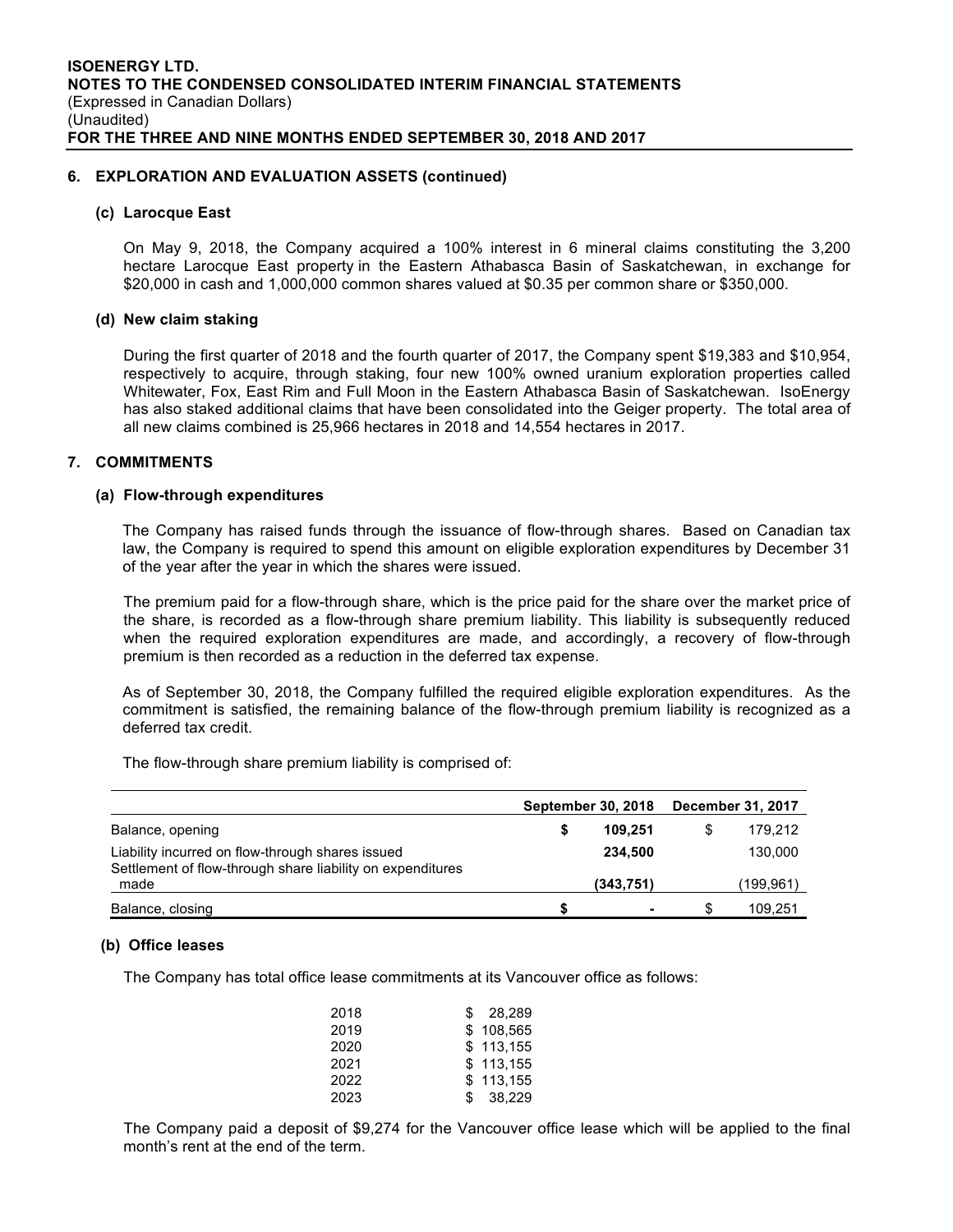**ISOENERGY LTD.**
**NOTES TO THE CONDENSED CONSOLIDATED INTERIM FINANCIAL STATEMENTS**
(Expressed in Canadian Dollars)
(Unaudited)
**FOR THE THREE AND NINE MONTHS ENDED SEPTEMBER 30, 2018 AND 2017**

## 6. EXPLORATION AND EVALUATION ASSETS (continued)

### (c) Larocque East

On May 9, 2018, the Company acquired a 100% interest in 6 mineral claims constituting the 3,200 hectare Larocque East property in the Eastern Athabasca Basin of Saskatchewan, in exchange for $20,000 in cash and 1,000,000 common shares valued at $0.35 per common share or $350,000.

### (d) New claim staking

During the first quarter of 2018 and the fourth quarter of 2017, the Company spent $19,383 and $10,954, respectively to acquire, through staking, four new 100% owned uranium exploration properties called Whitewater, Fox, East Rim and Full Moon in the Eastern Athabasca Basin of Saskatchewan. IsoEnergy has also staked additional claims that have been consolidated into the Geiger property. The total area of all new claims combined is 25,966 hectares in 2018 and 14,554 hectares in 2017.

## 7. COMMITMENTS

### (a) Flow-through expenditures

The Company has raised funds through the issuance of flow-through shares. Based on Canadian tax law, the Company is required to spend this amount on eligible exploration expenditures by December 31 of the year after the year in which the shares were issued.

The premium paid for a flow-through share, which is the price paid for the share over the market price of the share, is recorded as a flow-through share premium liability. This liability is subsequently reduced when the required exploration expenditures are made, and accordingly, a recovery of flow-through premium is then recorded as a reduction in the deferred tax expense.

As of September 30, 2018, the Company fulfilled the required eligible exploration expenditures. As the commitment is satisfied, the remaining balance of the flow-through premium liability is recognized as a deferred tax credit.

The flow-through share premium liability is comprised of:

| | September 30, 2018 | December 31, 2017 |
|---|---|---|
| Balance, opening | **$ 109,251** | $ 179,212 |
| Liability incurred on flow-through shares issued | **234,500** | 130,000 |
| Settlement of flow-through share liability on expenditures made | **(343,751)** | (199,961) |
| Balance, closing | **$ -** | $ 109,251 |

### (b) Office leases

The Company has total office lease commitments at its Vancouver office as follows:

| | |
|---|---|
| 2018 | $ 28,289 |
| 2019 | $ 108,565 |
| 2020 | $ 113,155 |
| 2021 | $ 113,155 |
| 2022 | $ 113,155 |
| 2023 | $ 38,229 |

The Company paid a deposit of $9,274 for the Vancouver office lease which will be applied to the final month's rent at the end of the term.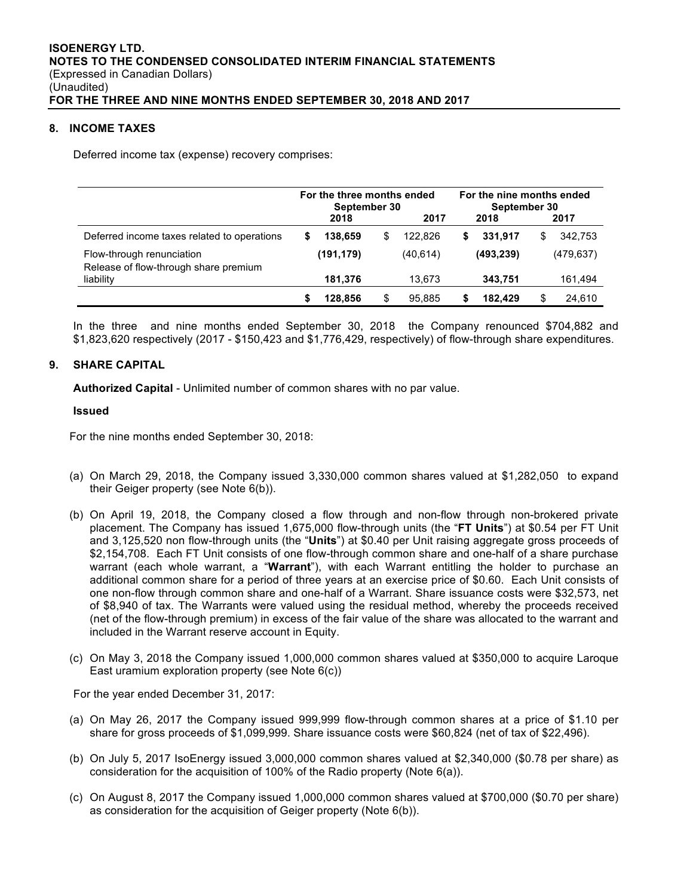**ISOENERGY LTD.**
**NOTES TO THE CONDENSED CONSOLIDATED INTERIM FINANCIAL STATEMENTS**
(Expressed in Canadian Dollars)
(Unaudited)
**FOR THE THREE AND NINE MONTHS ENDED SEPTEMBER 30, 2018 AND 2017**

## 8. INCOME TAXES

Deferred income tax (expense) recovery comprises:

| | For the three months ended September 30 | | For the nine months ended September 30 | |
|---|---|---|---|---|
| | **2018** | **2017** | **2018** | **2017** |
| Deferred income taxes related to operations | **$ 138,659** | $ 122,826 | **$ 331,917** | $ 342,753 |
| Flow-through renunciation | **(191,179)** | (40,614) | **(493,239)** | (479,637) |
| Release of flow-through share premium liability | **181,376** | 13,673 | **343,751** | 161,494 |
| | **$ 128,856** | $ 95,885 | **$ 182,429** | $ 24,610 |

In the three and nine months ended September 30, 2018 the Company renounced $704,882 and $1,823,620 respectively (2017 - $150,423 and $1,776,429, respectively) of flow-through share expenditures.

## 9. SHARE CAPITAL

**Authorized Capital** - Unlimited number of common shares with no par value.

**Issued**

For the nine months ended September 30, 2018:

(a) On March 29, 2018, the Company issued 3,330,000 common shares valued at $1,282,050 to expand their Geiger property (see Note 6(b)).

(b) On April 19, 2018, the Company closed a flow through and non-flow through non-brokered private placement. The Company has issued 1,675,000 flow-through units (the "**FT Units**") at $0.54 per FT Unit and 3,125,520 non flow-through units (the "**Units**") at $0.40 per Unit raising aggregate gross proceeds of $2,154,708. Each FT Unit consists of one flow-through common share and one-half of a share purchase warrant (each whole warrant, a "**Warrant**"), with each Warrant entitling the holder to purchase an additional common share for a period of three years at an exercise price of $0.60. Each Unit consists of one non-flow through common share and one-half of a Warrant. Share issuance costs were $32,573, net of $8,940 of tax. The Warrants were valued using the residual method, whereby the proceeds received (net of the flow-through premium) in excess of the fair value of the share was allocated to the warrant and included in the Warrant reserve account in Equity.

(c) On May 3, 2018 the Company issued 1,000,000 common shares valued at $350,000 to acquire Laroque East uramium exploration property (see Note 6(c))

For the year ended December 31, 2017:

(a) On May 26, 2017 the Company issued 999,999 flow-through common shares at a price of $1.10 per share for gross proceeds of $1,099,999. Share issuance costs were $60,824 (net of tax of $22,496).

(b) On July 5, 2017 IsoEnergy issued 3,000,000 common shares valued at $2,340,000 ($0.78 per share) as consideration for the acquisition of 100% of the Radio property (Note 6(a)).

(c) On August 8, 2017 the Company issued 1,000,000 common shares valued at $700,000 ($0.70 per share) as consideration for the acquisition of Geiger property (Note 6(b)).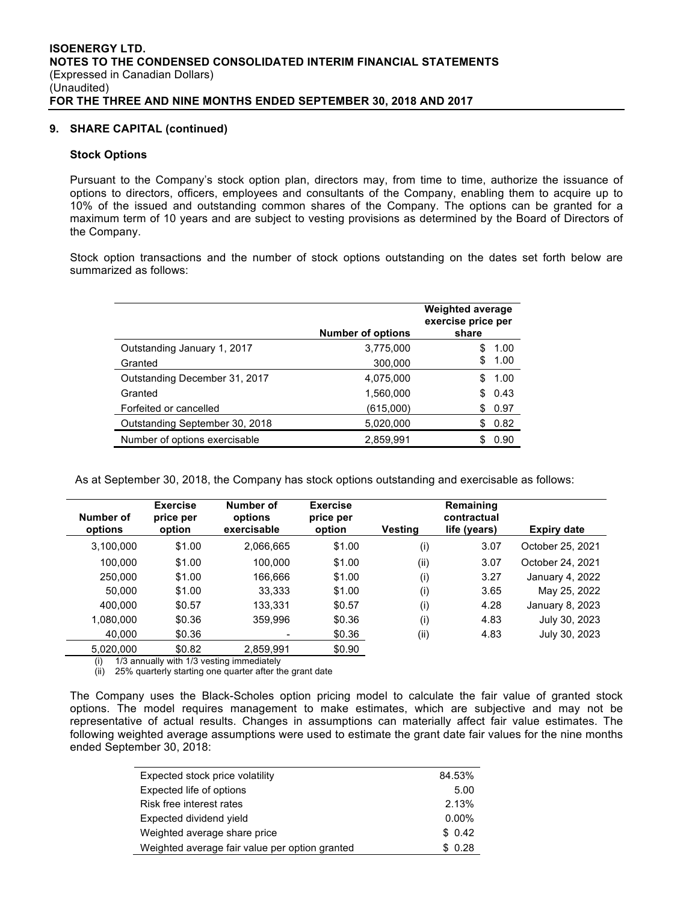## 9. SHARE CAPITAL (continued)

### Stock Options

Pursuant to the Company's stock option plan, directors may, from time to time, authorize the issuance of options to directors, officers, employees and consultants of the Company, enabling them to acquire up to 10% of the issued and outstanding common shares of the Company. The options can be granted for a maximum term of 10 years and are subject to vesting provisions as determined by the Board of Directors of the Company.

Stock option transactions and the number of stock options outstanding on the dates set forth below are summarized as follows:

| | Number of options | Weighted average exercise price per share |
|---|---|---|
| Outstanding January 1, 2017 | 3,775,000 | $ 1.00 |
| Granted | 300,000 | $ 1.00 |
| Outstanding December 31, 2017 | 4,075,000 | $ 1.00 |
| Granted | 1,560,000 | $ 0.43 |
| Forfeited or cancelled | (615,000) | $ 0.97 |
| Outstanding September 30, 2018 | 5,020,000 | $ 0.82 |
| Number of options exercisable | 2,859,991 | $ 0.90 |

As at September 30, 2018, the Company has stock options outstanding and exercisable as follows:

| Number of options | Exercise price per option | Number of options exercisable | Exercise price per option | Vesting | Remaining contractual life (years) | Expiry date |
|---|---|---|---|---|---|---|
| 3,100,000 | $1.00 | 2,066,665 | $1.00 | (i) | 3.07 | October 25, 2021 |
| 100,000 | $1.00 | 100,000 | $1.00 | (ii) | 3.07 | October 24, 2021 |
| 250,000 | $1.00 | 166,666 | $1.00 | (i) | 3.27 | January 4, 2022 |
| 50,000 | $1.00 | 33,333 | $1.00 | (i) | 3.65 | May 25, 2022 |
| 400,000 | $0.57 | 133,331 | $0.57 | (i) | 4.28 | January 8, 2023 |
| 1,080,000 | $0.36 | 359,996 | $0.36 | (i) | 4.83 | July 30, 2023 |
| 40,000 | $0.36 | - | $0.36 | (ii) | 4.83 | July 30, 2023 |
| 5,020,000 | $0.82 | 2,859,991 | $0.90 | | | |

(i) 1/3 annually with 1/3 vesting immediately
(ii) 25% quarterly starting one quarter after the grant date

The Company uses the Black-Scholes option pricing model to calculate the fair value of granted stock options. The model requires management to make estimates, which are subjective and may not be representative of actual results. Changes in assumptions can materially affect fair value estimates. The following weighted average assumptions were used to estimate the grant date fair values for the nine months ended September 30, 2018:

| | |
|---|---|
| Expected stock price volatility | 84.53% |
| Expected life of options | 5.00 |
| Risk free interest rates | 2.13% |
| Expected dividend yield | 0.00% |
| Weighted average share price | $ 0.42 |
| Weighted average fair value per option granted | $ 0.28 |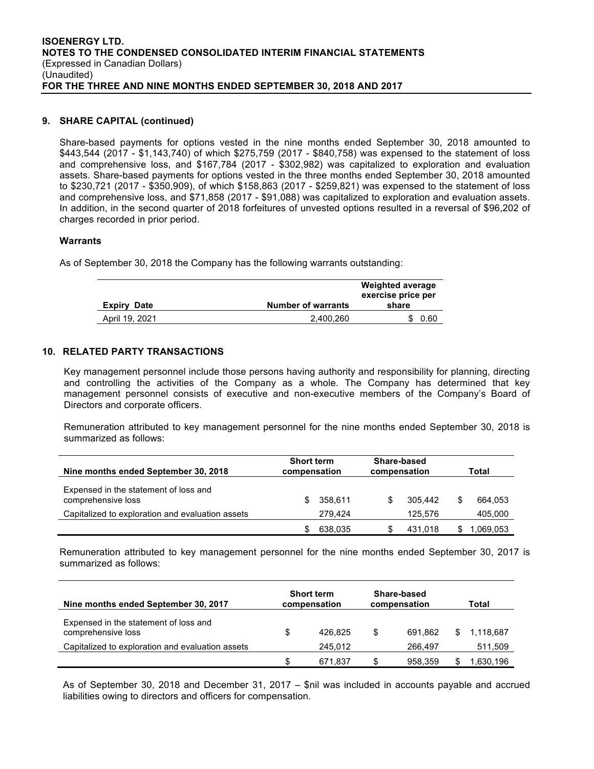## 9. SHARE CAPITAL (continued)

Share-based payments for options vested in the nine months ended September 30, 2018 amounted to $443,544 (2017 - $1,143,740) of which $275,759 (2017 - $840,758) was expensed to the statement of loss and comprehensive loss, and $167,784 (2017 - $302,982) was capitalized to exploration and evaluation assets. Share-based payments for options vested in the three months ended September 30, 2018 amounted to $230,721 (2017 - $350,909), of which $158,863 (2017 - $259,821) was expensed to the statement of loss and comprehensive loss, and $71,858 (2017 - $91,088) was capitalized to exploration and evaluation assets. In addition, in the second quarter of 2018 forfeitures of unvested options resulted in a reversal of $96,202 of charges recorded in prior period.

### Warrants

As of September 30, 2018 the Company has the following warrants outstanding:

| Expiry Date | Number of warrants | Weighted average exercise price per share |
|---|---|---|
| April 19, 2021 | 2,400,260 | $ 0.60 |

## 10. RELATED PARTY TRANSACTIONS

Key management personnel include those persons having authority and responsibility for planning, directing and controlling the activities of the Company as a whole. The Company has determined that key management personnel consists of executive and non-executive members of the Company's Board of Directors and corporate officers.

Remuneration attributed to key management personnel for the nine months ended September 30, 2018 is summarized as follows:

| Nine months ended September 30, 2018 | Short term compensation | Share-based compensation | Total |
|---|---|---|---|
| Expensed in the statement of loss and comprehensive loss | $ 358,611 | $ 305,442 | $ 664,053 |
| Capitalized to exploration and evaluation assets | 279,424 | 125,576 | 405,000 |
| | $ 638,035 | $ 431,018 | $ 1,069,053 |

Remuneration attributed to key management personnel for the nine months ended September 30, 2017 is summarized as follows:

| Nine months ended September 30, 2017 | Short term compensation | Share-based compensation | Total |
|---|---|---|---|
| Expensed in the statement of loss and comprehensive loss | $ 426,825 | $ 691,862 | $ 1,118,687 |
| Capitalized to exploration and evaluation assets | 245,012 | 266,497 | 511,509 |
| | $ 671,837 | $ 958,359 | $ 1,630,196 |

As of September 30, 2018 and December 31, 2017 – $nil was included in accounts payable and accrued liabilities owing to directors and officers for compensation.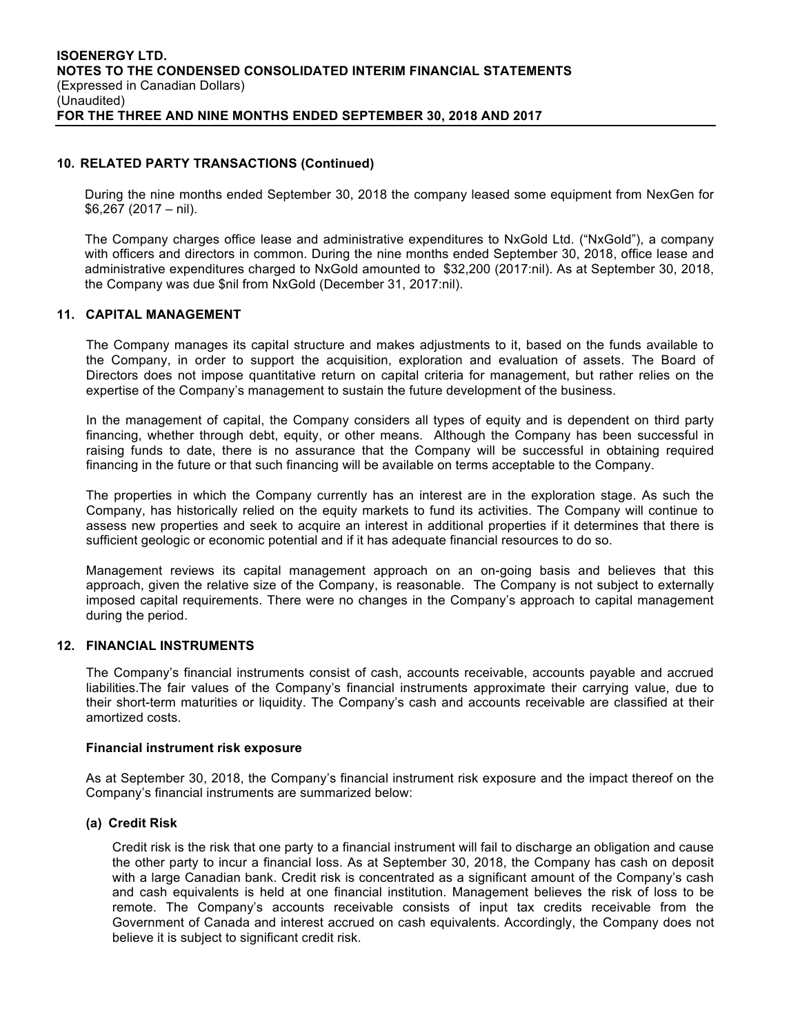## 10. RELATED PARTY TRANSACTIONS (Continued)

During the nine months ended September 30, 2018 the company leased some equipment from NexGen for $6,267 (2017 – nil).

The Company charges office lease and administrative expenditures to NxGold Ltd. ("NxGold"), a company with officers and directors in common. During the nine months ended September 30, 2018, office lease and administrative expenditures charged to NxGold amounted to $32,200 (2017:nil). As at September 30, 2018, the Company was due $nil from NxGold (December 31, 2017:nil).

## 11. CAPITAL MANAGEMENT

The Company manages its capital structure and makes adjustments to it, based on the funds available to the Company, in order to support the acquisition, exploration and evaluation of assets. The Board of Directors does not impose quantitative return on capital criteria for management, but rather relies on the expertise of the Company's management to sustain the future development of the business.

In the management of capital, the Company considers all types of equity and is dependent on third party financing, whether through debt, equity, or other means. Although the Company has been successful in raising funds to date, there is no assurance that the Company will be successful in obtaining required financing in the future or that such financing will be available on terms acceptable to the Company.

The properties in which the Company currently has an interest are in the exploration stage. As such the Company, has historically relied on the equity markets to fund its activities. The Company will continue to assess new properties and seek to acquire an interest in additional properties if it determines that there is sufficient geologic or economic potential and if it has adequate financial resources to do so.

Management reviews its capital management approach on an on-going basis and believes that this approach, given the relative size of the Company, is reasonable. The Company is not subject to externally imposed capital requirements. There were no changes in the Company's approach to capital management during the period.

## 12. FINANCIAL INSTRUMENTS

The Company's financial instruments consist of cash, accounts receivable, accounts payable and accrued liabilities.The fair values of the Company's financial instruments approximate their carrying value, due to their short-term maturities or liquidity. The Company's cash and accounts receivable are classified at their amortized costs.

### Financial instrument risk exposure

As at September 30, 2018, the Company's financial instrument risk exposure and the impact thereof on the Company's financial instruments are summarized below:

#### (a) Credit Risk

Credit risk is the risk that one party to a financial instrument will fail to discharge an obligation and cause the other party to incur a financial loss. As at September 30, 2018, the Company has cash on deposit with a large Canadian bank. Credit risk is concentrated as a significant amount of the Company's cash and cash equivalents is held at one financial institution. Management believes the risk of loss to be remote. The Company's accounts receivable consists of input tax credits receivable from the Government of Canada and interest accrued on cash equivalents. Accordingly, the Company does not believe it is subject to significant credit risk.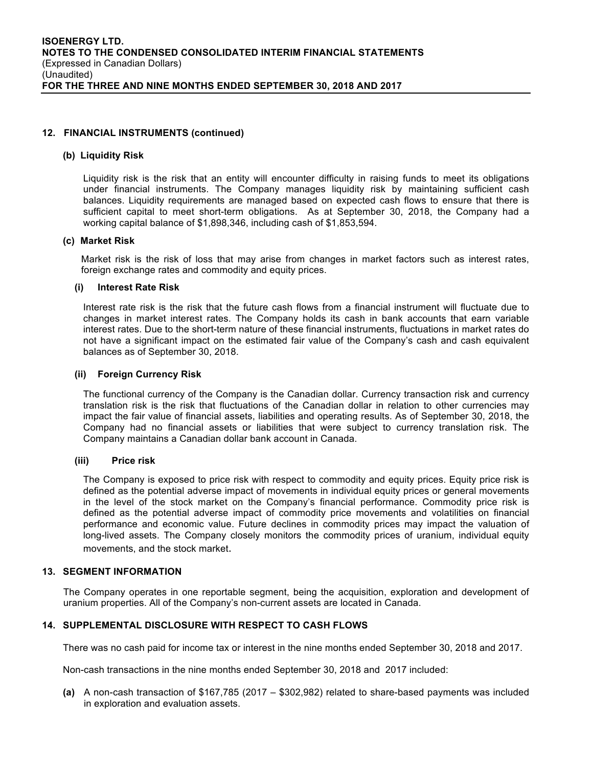## 12. FINANCIAL INSTRUMENTS (continued)

### (b) Liquidity Risk

Liquidity risk is the risk that an entity will encounter difficulty in raising funds to meet its obligations under financial instruments. The Company manages liquidity risk by maintaining sufficient cash balances. Liquidity requirements are managed based on expected cash flows to ensure that there is sufficient capital to meet short-term obligations. As at September 30, 2018, the Company had a working capital balance of $1,898,346, including cash of $1,853,594.

### (c) Market Risk

Market risk is the risk of loss that may arise from changes in market factors such as interest rates, foreign exchange rates and commodity and equity prices.

#### (i) Interest Rate Risk

Interest rate risk is the risk that the future cash flows from a financial instrument will fluctuate due to changes in market interest rates. The Company holds its cash in bank accounts that earn variable interest rates. Due to the short-term nature of these financial instruments, fluctuations in market rates do not have a significant impact on the estimated fair value of the Company's cash and cash equivalent balances as of September 30, 2018.

#### (ii) Foreign Currency Risk

The functional currency of the Company is the Canadian dollar. Currency transaction risk and currency translation risk is the risk that fluctuations of the Canadian dollar in relation to other currencies may impact the fair value of financial assets, liabilities and operating results. As of September 30, 2018, the Company had no financial assets or liabilities that were subject to currency translation risk. The Company maintains a Canadian dollar bank account in Canada.

#### (iii) Price risk

The Company is exposed to price risk with respect to commodity and equity prices. Equity price risk is defined as the potential adverse impact of movements in individual equity prices or general movements in the level of the stock market on the Company's financial performance. Commodity price risk is defined as the potential adverse impact of commodity price movements and volatilities on financial performance and economic value. Future declines in commodity prices may impact the valuation of long-lived assets. The Company closely monitors the commodity prices of uranium, individual equity movements, and the stock market.

## 13. SEGMENT INFORMATION

The Company operates in one reportable segment, being the acquisition, exploration and development of uranium properties. All of the Company's non-current assets are located in Canada.

## 14. SUPPLEMENTAL DISCLOSURE WITH RESPECT TO CASH FLOWS

There was no cash paid for income tax or interest in the nine months ended September 30, 2018 and 2017.

Non-cash transactions in the nine months ended September 30, 2018 and 2017 included:

**(a)** A non-cash transaction of $167,785 (2017 – $302,982) related to share-based payments was included in exploration and evaluation assets.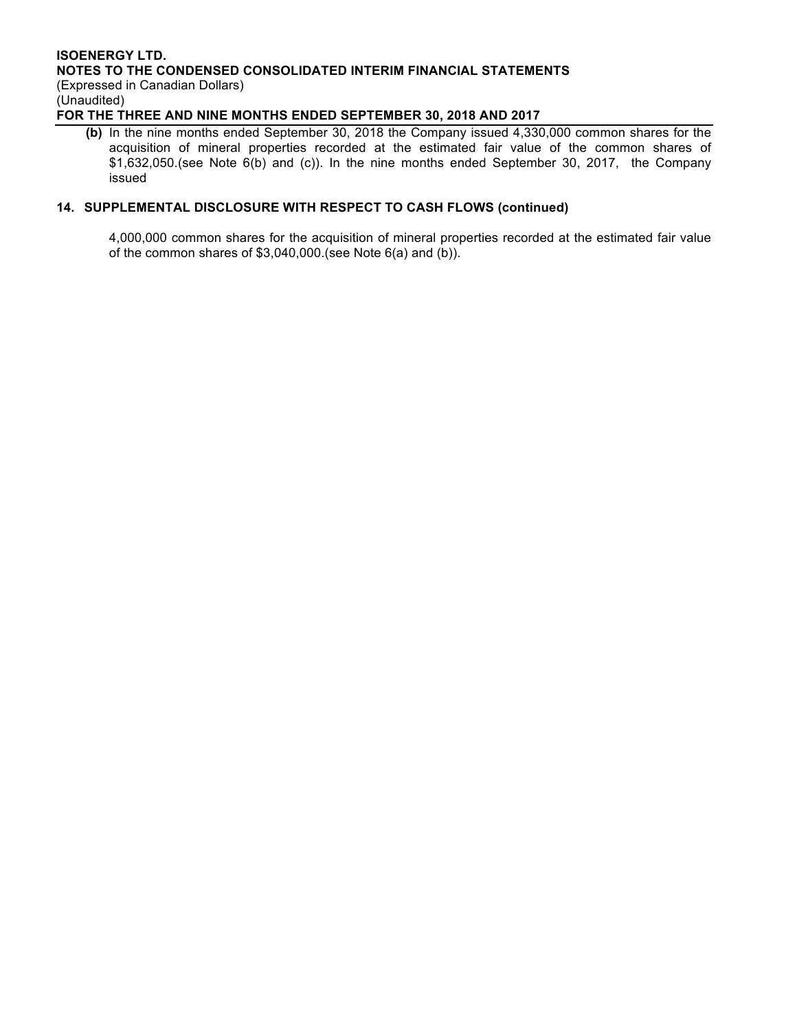**(b)** In the nine months ended September 30, 2018 the Company issued 4,330,000 common shares for the acquisition of mineral properties recorded at the estimated fair value of the common shares of $1,632,050.(see Note 6(b) and (c)). In the nine months ended September 30, 2017, the Company issued

## 14. SUPPLEMENTAL DISCLOSURE WITH RESPECT TO CASH FLOWS (continued)

4,000,000 common shares for the acquisition of mineral properties recorded at the estimated fair value of the common shares of $3,040,000.(see Note 6(a) and (b)).